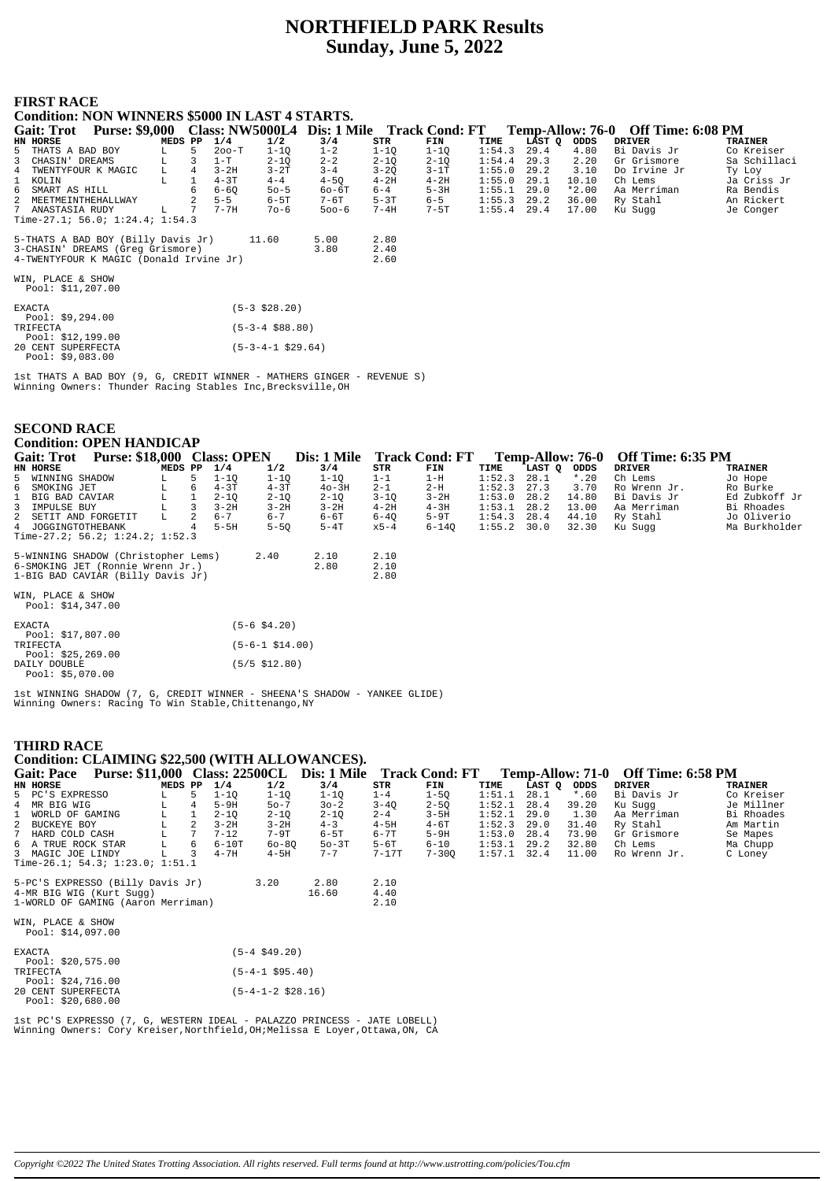# NORTHFIELD PARK Results
## Sunday, June 5, 2022

### FIRST RACE

**Condition: NON WINNERS $5000 IN LAST 4 STARTS.**

**Gait: Trot Purse: $9,000 Class: NW5000L4 Dis: 1 Mile Track Cond: FT Temp-Allow: 76-0 Off Time: 6:08 PM**

| HN | HORSE | MEDS | PP | 1/4 | 1/2 | 3/4 | STR | FIN | TIME | LAST Q | ODDS | DRIVER | TRAINER |
|---|---|---|---|---|---|---|---|---|---|---|---|---|---|
| 5 | THATS A BAD BOY | L | 5 | 2oo-T | 1-1Q | 1-2 | 1-1Q | 1-1Q | 1:54.3 | 29.4 | 4.80 | Bi Davis Jr | Co Kreiser |
| 3 | CHASIN' DREAMS | L | 3 | 1-T | 2-1Q | 2-2 | 2-1Q | 2-1Q | 1:54.4 | 29.3 | 2.20 | Gr Grismore | Sa Schillaci |
| 4 | TWENTYFOUR K MAGIC | L | 4 | 3-2H | 3-2T | 3-4 | 3-2Q | 3-1T | 1:55.0 | 29.2 | 3.10 | Do Irvine Jr | Ty Loy |
| 1 | KOLIN | L | 1 | 4-3T | 4-4 | 4-5Q | 4-2H | 4-2H | 1:55.0 | 29.1 | 10.10 | Ch Lems | Ja Criss Jr |
| 6 | SMART AS HILL | | 6 | 6-6Q | 5o-5 | 6o-6T | 6-4 | 5-3H | 1:55.1 | 29.0 | *2.00 | Aa Merriman | Ra Bendis |
| 2 | MEETMEINTHEHALLWAY | | 2 | 5-5 | 6-5T | 7-6T | 5-3T | 6-5 | 1:55.3 | 29.2 | 36.00 | Ry Stahl | An Rickert |
| 7 | ANASTASIA RUDY | L | 7 | 7-7H | 7o-6 | 5oo-6 | 7-4H | 7-5T | 1:55.4 | 29.4 | 17.00 | Ku Sugg | Je Conger |

Time-27.1; 56.0; 1:24.4; 1:54.3

| | | | |
|---|---|---|---|
| 5-THATS A BAD BOY (Billy Davis Jr) | 11.60 | 5.00 | 2.80 |
| 3-CHASIN' DREAMS (Greg Grismore) | | 3.80 | 2.40 |
| 4-TWENTYFOUR K MAGIC (Donald Irvine Jr) | | | 2.60 |

WIN, PLACE & SHOW
Pool: $11,207.00

EXACTA (5-3 $28.20)
Pool: $9,294.00
TRIFECTA (5-3-4 $88.80)
Pool: $12,199.00
20 CENT SUPERFECTA (5-3-4-1 $29.64)
Pool: $9,083.00

1st THATS A BAD BOY (9, G, CREDIT WINNER - MATHERS GINGER - REVENUE S)
Winning Owners: Thunder Racing Stables Inc,Brecksville,OH

### SECOND RACE

**Condition: OPEN HANDICAP**

**Gait: Trot Purse: $18,000 Class: OPEN Dis: 1 Mile Track Cond: FT Temp-Allow: 76-0 Off Time: 6:35 PM**

| HN | HORSE | MEDS | PP | 1/4 | 1/2 | 3/4 | STR | FIN | TIME | LAST Q | ODDS | DRIVER | TRAINER |
|---|---|---|---|---|---|---|---|---|---|---|---|---|---|
| 5 | WINNING SHADOW | L | 5 | 1-1Q | 1-1Q | 1-1Q | 1-1 | 1-H | 1:52.3 | 28.1 | *.20 | Ch Lems | Jo Hope |
| 6 | SMOKING JET | L | 6 | 4-3T | 4-3T | 4o-3H | 2-1 | 2-H | 1:52.3 | 27.3 | 3.70 | Ro Wrenn Jr. | Ro Burke |
| 1 | BIG BAD CAVIAR | L | 1 | 2-1Q | 2-1Q | 2-1Q | 3-1Q | 3-2H | 1:53.0 | 28.2 | 14.80 | Bi Davis Jr | Ed Zubkoff Jr |
| 3 | IMPULSE BUY | L | 3 | 3-2H | 3-2H | 3-2H | 4-2H | 4-3H | 1:53.1 | 28.2 | 13.00 | Aa Merriman | Bi Rhoades |
| 2 | SETIT AND FORGETIT | L | 2 | 6-7 | 6-7 | 6-6T | 6-4Q | 5-9T | 1:54.3 | 28.4 | 44.10 | Ry Stahl | Jo Oliverio |
| 4 | JOGGINGTOTHEBANK | | 4 | 5-5H | 5-5Q | 5-4T | x5-4 | 6-14Q | 1:55.2 | 30.0 | 32.30 | Ku Sugg | Ma Burkholder |

Time-27.2; 56.2; 1:24.2; 1:52.3

| | | | |
|---|---|---|---|
| 5-WINNING SHADOW (Christopher Lems) | 2.40 | 2.10 | 2.10 |
| 6-SMOKING JET (Ronnie Wrenn Jr.) | | 2.80 | 2.10 |
| 1-BIG BAD CAVIAR (Billy Davis Jr) | | | 2.80 |

WIN, PLACE & SHOW
Pool: $14,347.00

EXACTA (5-6 $4.20)
Pool: $17,807.00
TRIFECTA (5-6-1 $14.00)
Pool: $25,269.00
DAILY DOUBLE (5/5 $12.80)
Pool: $5,070.00

1st WINNING SHADOW (7, G, CREDIT WINNER - SHEENA'S SHADOW - YANKEE GLIDE)
Winning Owners: Racing To Win Stable,Chittenango,NY

### THIRD RACE

**Condition: CLAIMING $22,500 (WITH ALLOWANCES).**

**Gait: Pace Purse: $11,000 Class: 22500CL Dis: 1 Mile Track Cond: FT Temp-Allow: 71-0 Off Time: 6:58 PM**

| HN | HORSE | MEDS | PP | 1/4 | 1/2 | 3/4 | STR | FIN | TIME | LAST Q | ODDS | DRIVER | TRAINER |
|---|---|---|---|---|---|---|---|---|---|---|---|---|---|
| 5 | PC'S EXPRESSO | L | 5 | 1-1Q | 1-1Q | 1-1Q | 1-4 | 1-5Q | 1:51.1 | 28.1 | *.60 | Bi Davis Jr | Co Kreiser |
| 4 | MR BIG WIG | L | 4 | 5-9H | 5o-7 | 3o-2 | 3-4Q | 2-5Q | 1:52.1 | 28.4 | 39.20 | Ku Sugg | Je Millner |
| 1 | WORLD OF GAMING | L | 1 | 2-1Q | 2-1Q | 2-1Q | 2-4 | 3-5H | 1:52.1 | 29.0 | 1.30 | Aa Merriman | Bi Rhoades |
| 2 | BUCKEYE BOY | L | 2 | 3-2H | 3-2H | 4-3 | 4-5H | 4-6T | 1:52.3 | 29.0 | 31.40 | Ry Stahl | Am Martin |
| 7 | HARD COLD CASH | L | 7 | 7-12 | 7-9T | 6-5T | 6-7T | 5-9H | 1:53.0 | 28.4 | 73.90 | Gr Grismore | Se Mapes |
| 6 | A TRUE ROCK STAR | L | 6 | 6-10T | 6o-8Q | 5o-3T | 5-6T | 6-10 | 1:53.1 | 29.2 | 32.80 | Ch Lems | Ma Chupp |
| 3 | MAGIC JOE LINDY | L | 3 | 4-7H | 4-5H | 7-7 | 7-17T | 7-30Q | 1:57.1 | 32.4 | 11.00 | Ro Wrenn Jr. | C Loney |

Time-26.1; 54.3; 1:23.0; 1:51.1

| | | | |
|---|---|---|---|
| 5-PC'S EXPRESSO (Billy Davis Jr) | 3.20 | 2.80 | 2.10 |
| 4-MR BIG WIG (Kurt Sugg) | | 16.60 | 4.40 |
| 1-WORLD OF GAMING (Aaron Merriman) | | | 2.10 |

WIN, PLACE & SHOW
Pool: $14,097.00

EXACTA (5-4 $49.20)
Pool: $20,575.00
TRIFECTA (5-4-1 $95.40)
Pool: $24,716.00
20 CENT SUPERFECTA (5-4-1-2 $28.16)
Pool: $20,680.00

1st PC'S EXPRESSO (7, G, WESTERN IDEAL - PALAZZO PRINCESS - JATE LOBELL)
Winning Owners: Cory Kreiser,Northfield,OH;Melissa E Loyer,Ottawa,ON, CA

*Copyright ©2022 The United States Trotting Association. All rights reserved. Full terms found at http://www.ustrotting.com/policies/Tou.cfm*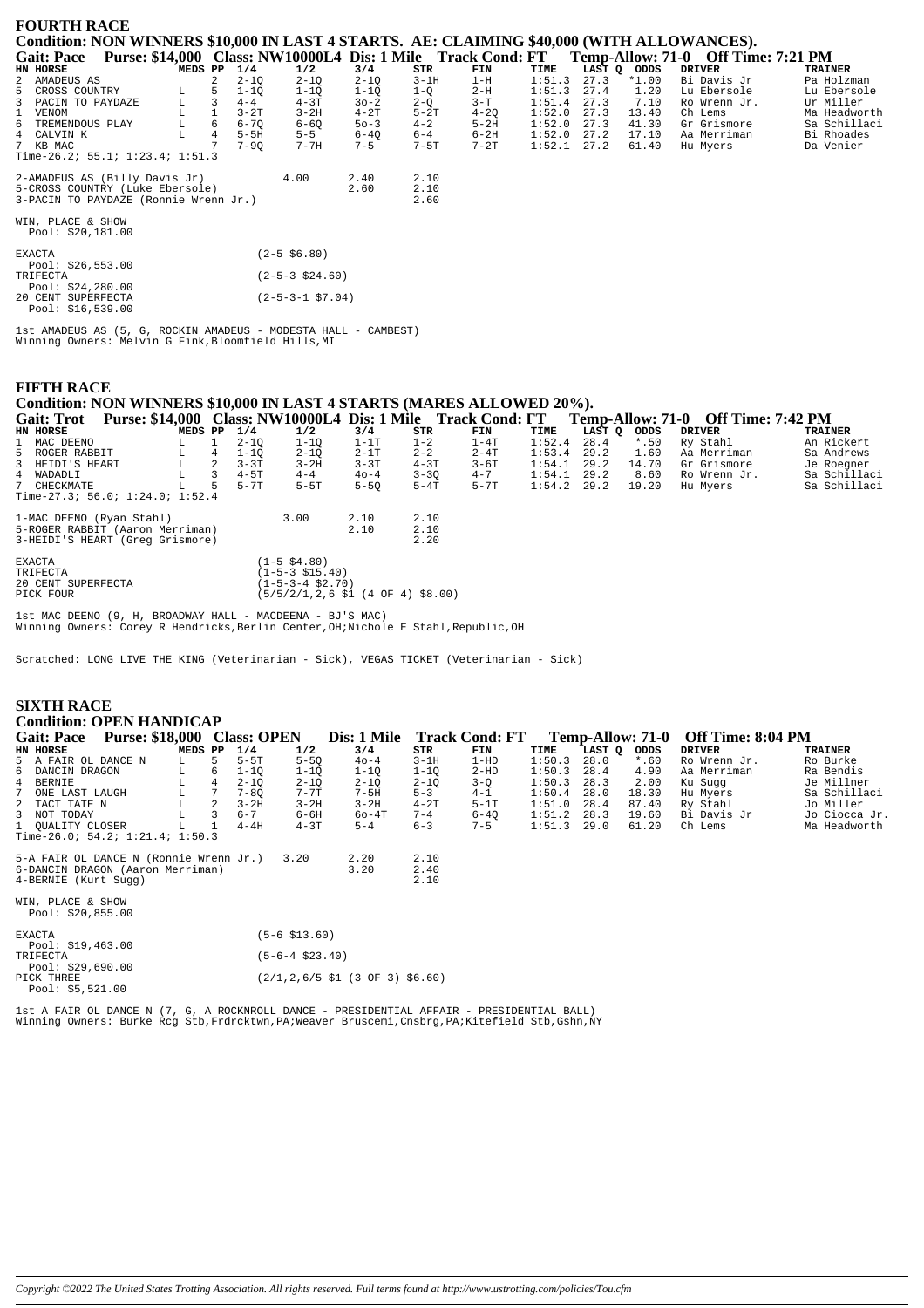## FOURTH RACE

### Condition: NON WINNERS $10,000 IN LAST 4 STARTS. AE: CLAIMING $40,000 (WITH ALLOWANCES).

**Gait: Pace Purse: $14,000 Class: NW10000L4 Dis: 1 Mile Track Cond: FT Temp-Allow: 71-0 Off Time: 7:21 PM**

| HN | HORSE | MEDS | PP | 1/4 | 1/2 | 3/4 | STR | FIN | TIME | LAST Q | ODDS | DRIVER | TRAINER |
|---|---|---|---|---|---|---|---|---|---|---|---|---|---|
| 2 | AMADEUS AS | | 2 | 2-1Q | 2-1Q | 2-1Q | 3-1H | 1-H | 1:51.3 | 27.3 | *1.00 | Bi Davis Jr | Pa Holzman |
| 5 | CROSS COUNTRY | L | 5 | 1-1Q | 1-1Q | 1-1Q | 1-Q | 2-H | 1:51.3 | 27.4 | 1.20 | Lu Ebersole | Lu Ebersole |
| 3 | PACIN TO PAYDAZE | L | 3 | 4-4 | 4-3T | 3o-2 | 2-Q | 3-T | 1:51.4 | 27.3 | 7.10 | Ro Wrenn Jr. | Ur Miller |
| 1 | VENOM | L | 1 | 3-2T | 3-2H | 4-2T | 5-2T | 4-2Q | 1:52.0 | 27.3 | 13.40 | Ch Lems | Ma Headworth |
| 6 | TREMENDOUS PLAY | L | 6 | 6-7Q | 6-6Q | 5o-3 | 4-2 | 5-2H | 1:52.0 | 27.3 | 41.30 | Gr Grismore | Sa Schillaci |
| 4 | CALVIN K | L | 4 | 5-5H | 5-5 | 6-4Q | 6-4 | 6-2H | 1:52.0 | 27.2 | 17.10 | Aa Merriman | Bi Rhoades |
| 7 | KB MAC | | 7 | 7-9Q | 7-7H | 7-5 | 7-5T | 7-2T | 1:52.1 | 27.2 | 61.40 | Hu Myers | Da Venier |

Time-26.2; 55.1; 1:23.4; 1:51.3

| | | | |
|---|---|---|---|
| 2-AMADEUS AS (Billy Davis Jr) | 4.00 | 2.40 | 2.10 |
| 5-CROSS COUNTRY (Luke Ebersole) | | 2.60 | 2.10 |
| 3-PACIN TO PAYDAZE (Ronnie Wrenn Jr.) | | | 2.60 |

WIN, PLACE & SHOW
Pool: $20,181.00

EXACTA (2-5 $6.80)
Pool: $26,553.00
TRIFECTA (2-5-3 $24.60)
Pool: $24,280.00
20 CENT SUPERFECTA (2-5-3-1 $7.04)
Pool: $16,539.00

1st AMADEUS AS (5, G, ROCKIN AMADEUS - MODESTA HALL - CAMBEST)
Winning Owners: Melvin G Fink,Bloomfield Hills,MI

## FIFTH RACE

### Condition: NON WINNERS $10,000 IN LAST 4 STARTS (MARES ALLOWED 20%).

**Gait: Trot Purse: $14,000 Class: NW10000L4 Dis: 1 Mile Track Cond: FT Temp-Allow: 71-0 Off Time: 7:42 PM**

| HN | HORSE | MEDS | PP | 1/4 | 1/2 | 3/4 | STR | FIN | TIME | LAST Q | ODDS | DRIVER | TRAINER |
|---|---|---|---|---|---|---|---|---|---|---|---|---|---|
| 1 | MAC DEENO | L | 1 | 2-1Q | 1-1Q | 1-1T | 1-2 | 1-4T | 1:52.4 | 28.4 | *.50 | Ry Stahl | An Rickert |
| 5 | ROGER RABBIT | L | 4 | 1-1Q | 2-1Q | 2-1T | 2-2 | 2-4T | 1:53.4 | 29.2 | 1.60 | Aa Merriman | Sa Andrews |
| 3 | HEIDI'S HEART | L | 2 | 3-3T | 3-2H | 3-3T | 4-3T | 3-6T | 1:54.1 | 29.2 | 14.70 | Gr Grismore | Je Roegner |
| 4 | WADADLI | L | 3 | 4-5T | 4-4 | 4o-4 | 3-3Q | 4-7 | 1:54.1 | 29.2 | 8.60 | Ro Wrenn Jr. | Sa Schillaci |
| 7 | CHECKMATE | L | 5 | 5-7T | 5-5T | 5-5Q | 5-4T | 5-7T | 1:54.2 | 29.2 | 19.20 | Hu Myers | Sa Schillaci |

Time-27.3; 56.0; 1:24.0; 1:52.4

| | | | |
|---|---|---|---|
| 1-MAC DEENO (Ryan Stahl) | 3.00 | 2.10 | 2.10 |
| 5-ROGER RABBIT (Aaron Merriman) | | 2.10 | 2.10 |
| 3-HEIDI'S HEART (Greg Grismore) | | | 2.20 |

EXACTA (1-5 $4.80)
TRIFECTA (1-5-3 $15.40)
20 CENT SUPERFECTA (1-5-3-4 $2.70)
PICK FOUR (5/5/2/1,2,6 $1 (4 OF 4) $8.00)

1st MAC DEENO (9, H, BROADWAY HALL - MACDEENA - BJ'S MAC)
Winning Owners: Corey R Hendricks,Berlin Center,OH;Nichole E Stahl,Republic,OH

Scratched: LONG LIVE THE KING (Veterinarian - Sick), VEGAS TICKET (Veterinarian - Sick)

## SIXTH RACE

### Condition: OPEN HANDICAP

**Gait: Pace Purse: $18,000 Class: OPEN Dis: 1 Mile Track Cond: FT Temp-Allow: 71-0 Off Time: 8:04 PM**

| HN | HORSE | MEDS | PP | 1/4 | 1/2 | 3/4 | STR | FIN | TIME | LAST Q | ODDS | DRIVER | TRAINER |
|---|---|---|---|---|---|---|---|---|---|---|---|---|---|
| 5 | A FAIR OL DANCE N | L | 5 | 5-5T | 5-5Q | 4o-4 | 3-1H | 1-HD | 1:50.3 | 28.0 | *.60 | Ro Wrenn Jr. | Ro Burke |
| 6 | DANCIN DRAGON | L | 6 | 1-1Q | 1-1Q | 1-1Q | 1-1Q | 2-HD | 1:50.3 | 28.4 | 4.90 | Aa Merriman | Ra Bendis |
| 4 | BERNIE | L | 4 | 2-1Q | 2-1Q | 2-1Q | 2-1Q | 3-Q | 1:50.3 | 28.3 | 2.00 | Ku Sugg | Je Millner |
| 7 | ONE LAST LAUGH | L | 7 | 7-8Q | 7-7T | 7-5H | 5-3 | 4-1 | 1:50.4 | 28.0 | 18.30 | Hu Myers | Sa Schillaci |
| 2 | TACT TATE N | L | 2 | 3-2H | 3-2H | 3-2H | 4-2T | 5-1T | 1:51.0 | 28.4 | 87.40 | Ry Stahl | Jo Miller |
| 3 | NOT TODAY | L | 3 | 6-7 | 6-6H | 6o-4T | 7-4 | 6-4Q | 1:51.2 | 28.3 | 19.60 | Bi Davis Jr | Jo Ciocca Jr. |
| 1 | QUALITY CLOSER | L | 1 | 4-4H | 4-3T | 5-4 | 6-3 | 7-5 | 1:51.3 | 29.0 | 61.20 | Ch Lems | Ma Headworth |

Time-26.0; 54.2; 1:21.4; 1:50.3

| | | | |
|---|---|---|---|
| 5-A FAIR OL DANCE N (Ronnie Wrenn Jr.) | 3.20 | 2.20 | 2.10 |
| 6-DANCIN DRAGON (Aaron Merriman) | | 3.20 | 2.40 |
| 4-BERNIE (Kurt Sugg) | | | 2.10 |

WIN, PLACE & SHOW
Pool: $20,855.00

EXACTA (5-6 $13.60)
Pool: $19,463.00
TRIFECTA (5-6-4 $23.40)
Pool: $29,690.00
PICK THREE (2/1,2,6/5 $1 (3 OF 3) $6.60)
Pool: $5,521.00

1st A FAIR OL DANCE N (7, G, A ROCKNROLL DANCE - PRESIDENTIAL AFFAIR - PRESIDENTIAL BALL)
Winning Owners: Burke Rcg Stb,Frdrcktwn,PA;Weaver Bruscemi,Cnsbrg,PA;Kitefield Stb,Gshn,NY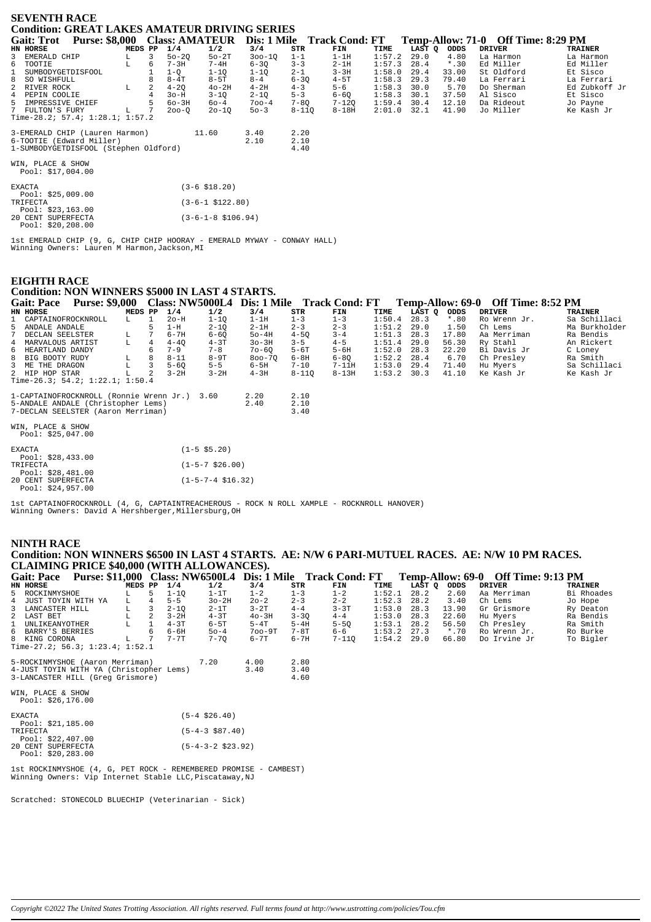## SEVENTH RACE

### Condition: GREAT LAKES AMATEUR DRIVING SERIES

**Gait: Trot Purse: $8,000 Class: AMATEUR Dis: 1 Mile Track Cond: FT Temp-Allow: 71-0 Off Time: 8:29 PM**

| HN | HORSE | MEDS | PP | 1/4 | 1/2 | 3/4 | STR | FIN | TIME | LAST Q | ODDS | DRIVER | TRAINER |
|---|---|---|---|---|---|---|---|---|---|---|---|---|---|
| 3 | EMERALD CHIP | L | 3 | 5o-2Q | 5o-2T | 3oo-1Q | 1-1 | 1-1H | 1:57.2 | 29.0 | 4.80 | La Harmon | La Harmon |
| 6 | TOOTIE | L | 6 | 7-3H | 7-4H | 6-3Q | 3-3 | 2-1H | 1:57.3 | 28.4 | *.30 | Ed Miller | Ed Miller |
| 1 | SUMBODYGETDISFOOL | | 1 | 1-Q | 1-1Q | 1-1Q | 2-1 | 3-3H | 1:58.0 | 29.4 | 33.00 | St Oldford | Et Sisco |
| 8 | SO WISHFULL | | 8 | 8-4T | 8-5T | 8-4 | 6-3Q | 4-5T | 1:58.3 | 29.3 | 79.40 | La Ferrari | La Ferrari |
| 2 | RIVER ROCK | L | 2 | 4-2Q | 4o-2H | 4-2H | 4-3 | 5-6 | 1:58.3 | 30.0 | 5.70 | Do Sherman | Ed Zubkoff Jr |
| 4 | PEPIN COOLIE | | 4 | 3o-H | 3-1Q | 2-1Q | 5-3 | 6-6Q | 1:58.3 | 30.1 | 37.50 | Al Sisco | Et Sisco |
| 5 | IMPRESSIVE CHIEF | | 5 | 6o-3H | 6o-4 | 7oo-4 | 7-8Q | 7-12Q | 1:59.4 | 30.4 | 12.10 | Da Rideout | Jo Payne |
| 7 | FULTON'S FURY | L | 7 | 2oo-Q | 2o-1Q | 5o-3 | 8-11Q | 8-18H | 2:01.0 | 32.1 | 41.90 | Jo Miller | Ke Kash Jr |

Time-28.2; 57.4; 1:28.1; 1:57.2

| | | | |
|---|---|---|---|
| 3-EMERALD CHIP (Lauren Harmon) | 11.60 | 3.40 | 2.20 |
| 6-TOOTIE (Edward Miller) | | 2.10 | 2.10 |
| 1-SUMBODYGETDISFOOL (Stephen Oldford) | | | 4.40 |

WIN, PLACE & SHOW
Pool: $17,004.00

EXACTA (3-6 $18.20)
Pool: $25,009.00
TRIFECTA (3-6-1 $122.80)
Pool: $23,163.00
20 CENT SUPERFECTA (3-6-1-8 $106.94)
Pool: $20,208.00

1st EMERALD CHIP (9, G, CHIP CHIP HOORAY - EMERALD MYWAY - CONWAY HALL)
Winning Owners: Lauren M Harmon,Jackson,MI

## EIGHTH RACE

### Condition: NON WINNERS $5000 IN LAST 4 STARTS.

**Gait: Pace Purse: $9,000 Class: NW5000L4 Dis: 1 Mile Track Cond: FT Temp-Allow: 69-0 Off Time: 8:52 PM**

| HN | HORSE | MEDS | PP | 1/4 | 1/2 | 3/4 | STR | FIN | TIME | LAST Q | ODDS | DRIVER | TRAINER |
|---|---|---|---|---|---|---|---|---|---|---|---|---|---|
| 1 | CAPTAINOFROCKNROLL | L | 1 | 2o-H | 1-1Q | 1-1H | 1-3 | 1-3 | 1:50.4 | 28.3 | *.80 | Ro Wrenn Jr. | Sa Schillaci |
| 5 | ANDALE ANDALE | | 5 | 1-H | 2-1Q | 2-1H | 2-3 | 2-3 | 1:51.2 | 29.0 | 1.50 | Ch Lems | Ma Burkholder |
| 7 | DECLAN SEELSTER | L | 7 | 6-7H | 6-6Q | 5o-4H | 4-5Q | 3-4 | 1:51.3 | 28.3 | 17.80 | Aa Merriman | Ra Bendis |
| 4 | MARVALOUS ARTIST | L | 4 | 4-4Q | 4-3T | 3o-3H | 3-5 | 4-5 | 1:51.4 | 29.0 | 56.30 | Ry Stahl | An Rickert |
| 6 | HEARTLAND DANDY | | 6 | 7-9 | 7-8 | 7o-6Q | 5-6T | 5-6H | 1:52.0 | 28.3 | 22.20 | Bi Davis Jr | C Loney |
| 8 | BIG BOOTY RUDY | L | 8 | 8-11 | 8-9T | 8oo-7Q | 6-8H | 6-8Q | 1:52.2 | 28.4 | 6.70 | Ch Presley | Ra Smith |
| 3 | ME THE DRAGON | L | 3 | 5-6Q | 5-5 | 6-5H | 7-10 | 7-11H | 1:53.0 | 29.4 | 71.40 | Hu Myers | Sa Schillaci |
| 2 | HIP HOP STAR | L | 2 | 3-2H | 3-2H | 4-3H | 8-11Q | 8-13H | 1:53.2 | 30.3 | 41.10 | Ke Kash Jr | Ke Kash Jr |

Time-25.3; 54.2; 1:22.1; 1:50.4

| | | | |
|---|---|---|---|
| 1-CAPTAINOFROCKNROLL (Ronnie Wrenn Jr.) | 3.60 | 2.20 | 2.10 |
| 5-ANDALE ANDALE (Christopher Lems) | | 2.40 | 2.10 |
| 7-DECLAN SEELSTER (Aaron Merriman) | | | 3.40 |

WIN, PLACE & SHOW
Pool: $25,047.00

EXACTA (1-5 $5.20)
Pool: $28,433.00
TRIFECTA (1-5-7 $26.00)
Pool: $28,481.00
20 CENT SUPERFECTA (1-5-7-4 $16.32)
Pool: $24,957.00

1st CAPTAINOFROCKNROLL (4, G, CAPTAINTREACHEROUS - ROCK N ROLL XAMPLE - ROCKNROLL HANOVER)
Winning Owners: David A Hershberger,Millersburg,OH

## NINTH RACE

### Condition: NON WINNERS $6500 IN LAST 4 STARTS. AE: N/W 6 PARI-MUTUEL RACES. AE: N/W 10 PM RACES. CLAIMING PRICE $40,000 (WITH ALLOWANCES).

**Gait: Pace Purse: $11,000 Class: NW6500L4 Dis: 1 Mile Track Cond: FT Temp-Allow: 69-0 Off Time: 9:13 PM**

| HN | HORSE | MEDS | PP | 1/4 | 1/2 | 3/4 | STR | FIN | TIME | LAST Q | ODDS | DRIVER | TRAINER |
|---|---|---|---|---|---|---|---|---|---|---|---|---|---|
| 5 | ROCKINMYSHOE | L | 5 | 1-1Q | 1-1T | 1-2 | 1-3 | 1-2 | 1:52.1 | 28.2 | 2.60 | Aa Merriman | Bi Rhoades |
| 4 | JUST TOYIN WITH YA | L | 4 | 5-5 | 3o-2H | 2o-2 | 2-3 | 2-2 | 1:52.3 | 28.2 | 3.40 | Ch Lems | Jo Hope |
| 3 | LANCASTER HILL | L | 3 | 2-1Q | 2-1T | 3-2T | 4-4 | 3-3T | 1:53.0 | 28.3 | 13.90 | Gr Grismore | Ry Deaton |
| 2 | LAST BET | L | 2 | 3-2H | 4-3T | 4o-3H | 3-3Q | 4-4 | 1:53.0 | 28.3 | 22.60 | Hu Myers | Ra Bendis |
| 1 | UNLIKEANYOTHER | L | 1 | 4-3T | 6-5T | 5-4T | 5-4H | 5-5Q | 1:53.1 | 28.2 | 56.50 | Ch Presley | Ra Smith |
| 6 | BARRY'S BERRIES | | 6 | 6-6H | 5o-4 | 7oo-9T | 7-8T | 6-6 | 1:53.2 | 27.3 | *.70 | Ro Wrenn Jr. | Ro Burke |
| 8 | KING CORONA | L | 7 | 7-7T | 7-7Q | 6-7T | 6-7H | 7-11Q | 1:54.2 | 29.0 | 66.80 | Do Irvine Jr | To Bigler |

Time-27.2; 56.3; 1:23.4; 1:52.1

| | | | |
|---|---|---|---|
| 5-ROCKINMYSHOE (Aaron Merriman) | 7.20 | 4.00 | 2.80 |
| 4-JUST TOYIN WITH YA (Christopher Lems) | | 3.40 | 3.40 |
| 3-LANCASTER HILL (Greg Grismore) | | | 4.60 |

WIN, PLACE & SHOW
Pool: $26,176.00

EXACTA (5-4 $26.40)
Pool: $21,185.00
TRIFECTA (5-4-3 $87.40)
Pool: $22,407.00
20 CENT SUPERFECTA (5-4-3-2 $23.92)
Pool: $20,283.00

1st ROCKINMYSHOE (4, G, PET ROCK - REMEMBERED PROMISE - CAMBEST)
Winning Owners: Vip Internet Stable LLC,Piscataway,NJ

Scratched: STONECOLD BLUECHIP (Veterinarian - Sick)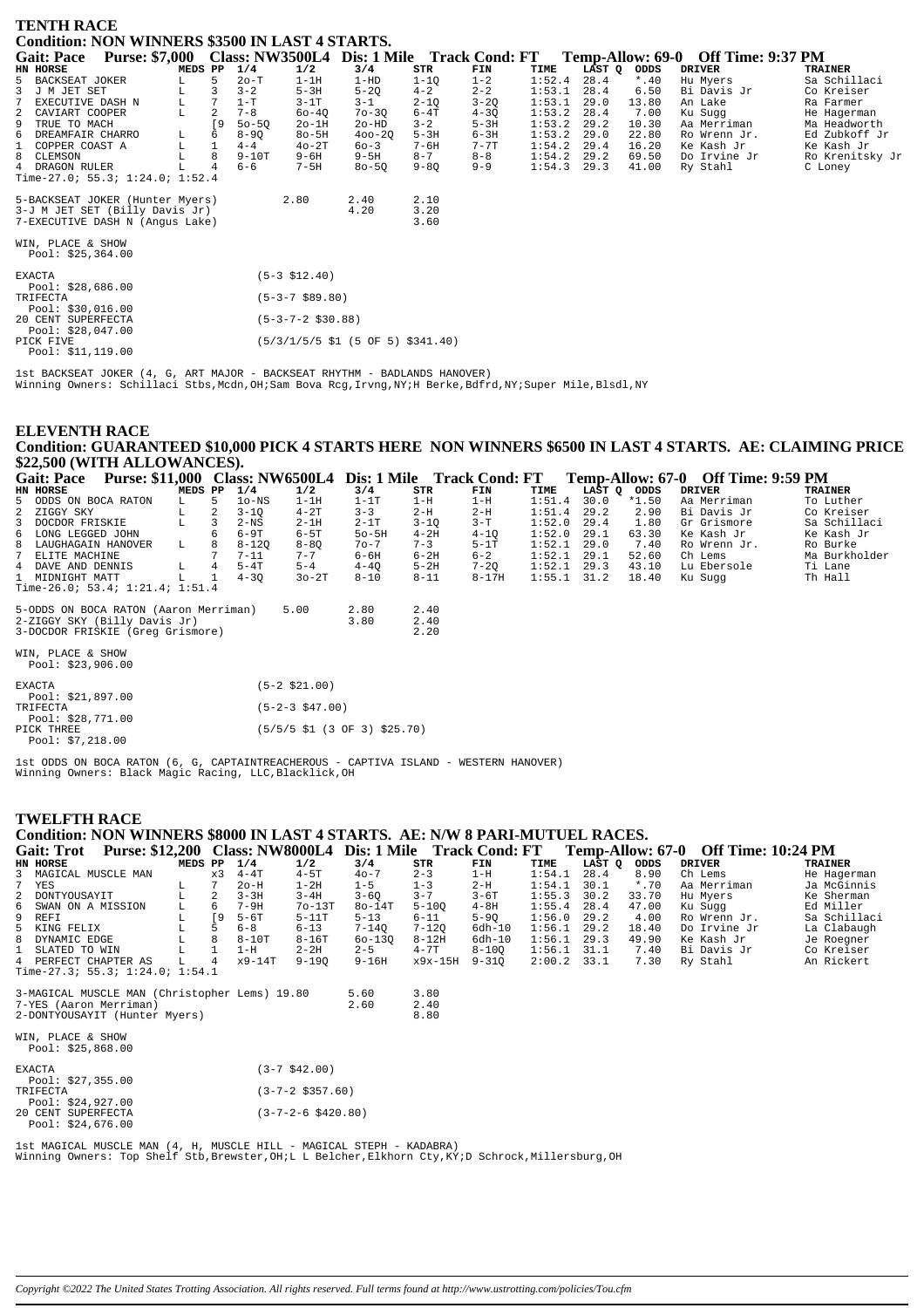## TENTH RACE

### Condition: NON WINNERS $3500 IN LAST 4 STARTS.

**Gait: Pace Purse: $7,000 Class: NW3500L4 Dis: 1 Mile Track Cond: FT Temp-Allow: 69-0 Off Time: 9:37 PM**

| HN | HORSE | MEDS | PP | 1/4 | 1/2 | 3/4 | STR | FIN | TIME | LAST Q | ODDS | DRIVER | TRAINER |
|---|---|---|---|---|---|---|---|---|---|---|---|---|---|
| 5 | BACKSEAT JOKER | L | 5 | 2o-T | 1-1H | 1-HD | 1-1Q | 1-2 | 1:52.4 | 28.4 | *.40 | Hu Myers | Sa Schillaci |
| 3 | J M JET SET | L | 3 | 3-2 | 5-3H | 5-2Q | 4-2 | 2-2 | 1:53.1 | 28.4 | 6.50 | Bi Davis Jr | Co Kreiser |
| 7 | EXECUTIVE DASH N | L | 7 | 1-T | 3-1T | 3-1 | 2-1Q | 3-2Q | 1:53.1 | 29.0 | 13.80 | An Lake | Ra Farmer |
| 2 | CAVIART COOPER | L | 2 | 7-8 | 6o-4Q | 7o-3Q | 6-4T | 4-3Q | 1:53.2 | 28.4 | 7.00 | Ku Sugg | He Hagerman |
| 9 | TRUE TO MACH | | [9 | 5o-5Q | 2o-1H | 2o-HD | 3-2 | 5-3H | 1:53.2 | 29.2 | 10.30 | Aa Merriman | Ma Headworth |
| 6 | DREAMFAIR CHARRO | L | 6 | 8-9Q | 8o-5H | 4oo-2Q | 5-3H | 6-3H | 1:53.2 | 29.0 | 22.80 | Ro Wrenn Jr. | Ed Zubkoff Jr |
| 1 | COPPER COAST A | L | 1 | 4-4 | 4o-2T | 6o-3 | 7-6H | 7-7T | 1:54.2 | 29.4 | 16.20 | Ke Kash Jr | Ke Kash Jr |
| 8 | CLEMSON | L | 8 | 9-10T | 9-6H | 9-5H | 8-7 | 8-8 | 1:54.2 | 29.2 | 69.50 | Do Irvine Jr | Ro Krenitsky Jr |
| 4 | DRAGON RULER | L | 4 | 6-6 | 7-5H | 8o-5Q | 9-8Q | 9-9 | 1:54.3 | 29.3 | 41.00 | Ry Stahl | C Loney |

Time-27.0; 55.3; 1:24.0; 1:52.4

| | Win | Place | Show |
|---|---|---|---|
| 5-BACKSEAT JOKER (Hunter Myers) | 2.80 | 2.40 | 2.10 |
| 3-J M JET SET (Billy Davis Jr) | | 4.20 | 3.20 |
| 7-EXECUTIVE DASH N (Angus Lake) | | | 3.60 |

WIN, PLACE & SHOW
Pool: $25,364.00

| | |
|---|---|
| EXACTA Pool: $28,686.00 | (5-3 $12.40) |
| TRIFECTA Pool: $30,016.00 | (5-3-7 $89.80) |
| 20 CENT SUPERFECTA Pool: $28,047.00 | (5-3-7-2 $30.88) |
| PICK FIVE Pool: $11,119.00 | (5/3/1/5/5 $1 (5 OF 5) $341.40) |

1st BACKSEAT JOKER (4, G, ART MAJOR - BACKSEAT RHYTHM - BADLANDS HANOVER)
Winning Owners: Schillaci Stbs,Mcdn,OH;Sam Bova Rcg,Irvng,NY;H Berke,Bdfrd,NY;Super Mile,Blsdl,NY

## ELEVENTH RACE

### Condition: GUARANTEED $10,000 PICK 4 STARTS HERE NON WINNERS $6500 IN LAST 4 STARTS. AE: CLAIMING PRICE $22,500 (WITH ALLOWANCES).

**Gait: Pace Purse: $11,000 Class: NW6500L4 Dis: 1 Mile Track Cond: FT Temp-Allow: 67-0 Off Time: 9:59 PM**

| HN | HORSE | MEDS | PP | 1/4 | 1/2 | 3/4 | STR | FIN | TIME | LAST Q | ODDS | DRIVER | TRAINER |
|---|---|---|---|---|---|---|---|---|---|---|---|---|---|
| 5 | ODDS ON BOCA RATON | L | 5 | 1o-NS | 1-1H | 1-1T | 1-H | 1-H | 1:51.4 | 30.0 | *1.50 | Aa Merriman | To Luther |
| 2 | ZIGGY SKY | L | 2 | 3-1Q | 4-2T | 3-3 | 2-H | 2-H | 1:51.4 | 29.2 | 2.90 | Bi Davis Jr | Co Kreiser |
| 3 | DOCDOR FRISKIE | L | 3 | 2-NS | 2-1H | 2-1T | 3-1Q | 3-T | 1:52.0 | 29.4 | 1.80 | Gr Grismore | Sa Schillaci |
| 6 | LONG LEGGED JOHN | | 6 | 6-9T | 6-5T | 5o-5H | 4-2H | 4-1Q | 1:52.0 | 29.1 | 63.30 | Ke Kash Jr | Ke Kash Jr |
| 8 | LAUGHAGAIN HANOVER | L | 8 | 8-12Q | 8-8Q | 7o-7 | 7-3 | 5-1T | 1:52.1 | 29.0 | 7.40 | Ro Wrenn Jr. | Ro Burke |
| 7 | ELITE MACHINE | | 7 | 7-11 | 7-7 | 6-6H | 6-2H | 6-2 | 1:52.1 | 29.1 | 52.60 | Ch Lems | Ma Burkholder |
| 4 | DAVE AND DENNIS | L | 4 | 5-4T | 5-4 | 4-4Q | 5-2H | 7-2Q | 1:52.1 | 29.3 | 43.10 | Lu Ebersole | Ti Lane |
| 1 | MIDNIGHT MATT | L | 1 | 4-3Q | 3o-2T | 8-10 | 8-11 | 8-17H | 1:55.1 | 31.2 | 18.40 | Ku Sugg | Th Hall |

Time-26.0; 53.4; 1:21.4; 1:51.4

| | Win | Place | Show |
|---|---|---|---|
| 5-ODDS ON BOCA RATON (Aaron Merriman) | 5.00 | 2.80 | 2.40 |
| 2-ZIGGY SKY (Billy Davis Jr) | | 3.80 | 2.40 |
| 3-DOCDOR FRISKIE (Greg Grismore) | | | 2.20 |

WIN, PLACE & SHOW
Pool: $23,906.00

| | |
|---|---|
| EXACTA Pool: $21,897.00 | (5-2 $21.00) |
| TRIFECTA Pool: $28,771.00 | (5-2-3 $47.00) |
| PICK THREE Pool: $7,218.00 | (5/5/5 $1 (3 OF 3) $25.70) |

1st ODDS ON BOCA RATON (6, G, CAPTAINTREACHEROUS - CAPTIVA ISLAND - WESTERN HANOVER)
Winning Owners: Black Magic Racing, LLC,Blacklick,OH

## TWELFTH RACE

### Condition: NON WINNERS $8000 IN LAST 4 STARTS. AE: N/W 8 PARI-MUTUEL RACES.

**Gait: Trot Purse: $12,200 Class: NW8000L4 Dis: 1 Mile Track Cond: FT Temp-Allow: 67-0 Off Time: 10:24 PM**

| HN | HORSE | MEDS | PP | 1/4 | 1/2 | 3/4 | STR | FIN | TIME | LAST Q | ODDS | DRIVER | TRAINER |
|---|---|---|---|---|---|---|---|---|---|---|---|---|---|
| 3 | MAGICAL MUSCLE MAN | | x3 | 4-4T | 4-5T | 4o-7 | 2-3 | 1-H | 1:54.1 | 28.4 | 8.90 | Ch Lems | He Hagerman |
| 7 | YES | L | 7 | 2o-H | 1-2H | 1-5 | 1-3 | 2-H | 1:54.1 | 30.1 | *.70 | Aa Merriman | Ja McGinnis |
| 2 | DONTYOUSAYIT | L | 2 | 3-3H | 3-4H | 3-6Q | 3-7 | 3-6T | 1:55.3 | 30.2 | 33.70 | Hu Myers | Ke Sherman |
| 6 | SWAN ON A MISSION | L | 6 | 7-9H | 7o-13T | 8o-14T | 5-10Q | 4-8H | 1:55.4 | 28.4 | 47.00 | Ku Sugg | Ed Miller |
| 9 | REFI | L | [9 | 5-6T | 5-11T | 5-13 | 6-11 | 5-9Q | 1:56.0 | 29.2 | 4.00 | Ro Wrenn Jr. | Sa Schillaci |
| 5 | KING FELIX | L | 5 | 6-8 | 6-13 | 7-14Q | 7-12Q | 6dh-10 | 1:56.1 | 29.2 | 18.40 | Do Irvine Jr | La Clabaugh |
| 8 | DYNAMIC EDGE | L | 8 | 8-10T | 8-16T | 6o-13Q | 8-12H | 6dh-10 | 1:56.1 | 29.3 | 49.90 | Ke Kash Jr | Je Roegner |
| 1 | SLATED TO WIN | L | 1 | 1-H | 2-2H | 2-5 | 4-7T | 8-10Q | 1:56.1 | 31.1 | 7.40 | Bi Davis Jr | Co Kreiser |
| 4 | PERFECT CHAPTER AS | L | 4 | x9-14T | 9-19Q | 9-16H | x9x-15H | 9-31Q | 2:00.2 | 33.1 | 7.30 | Ry Stahl | An Rickert |

Time-27.3; 55.3; 1:24.0; 1:54.1

| | Win | Place | Show |
|---|---|---|---|
| 3-MAGICAL MUSCLE MAN (Christopher Lems) | 19.80 | 5.60 | 3.80 |
| 7-YES (Aaron Merriman) | | 2.60 | 2.40 |
| 2-DONTYOUSAYIT (Hunter Myers) | | | 8.80 |

WIN, PLACE & SHOW
Pool: $25,868.00

| | |
|---|---|
| EXACTA Pool: $27,355.00 | (3-7 $42.00) |
| TRIFECTA Pool: $24,927.00 | (3-7-2 $357.60) |
| 20 CENT SUPERFECTA Pool: $24,676.00 | (3-7-2-6 $420.80) |

1st MAGICAL MUSCLE MAN (4, H, MUSCLE HILL - MAGICAL STEPH - KADABRA)
Winning Owners: Top Shelf Stb,Brewster,OH;L L Belcher,Elkhorn Cty,KY;D Schrock,Millersburg,OH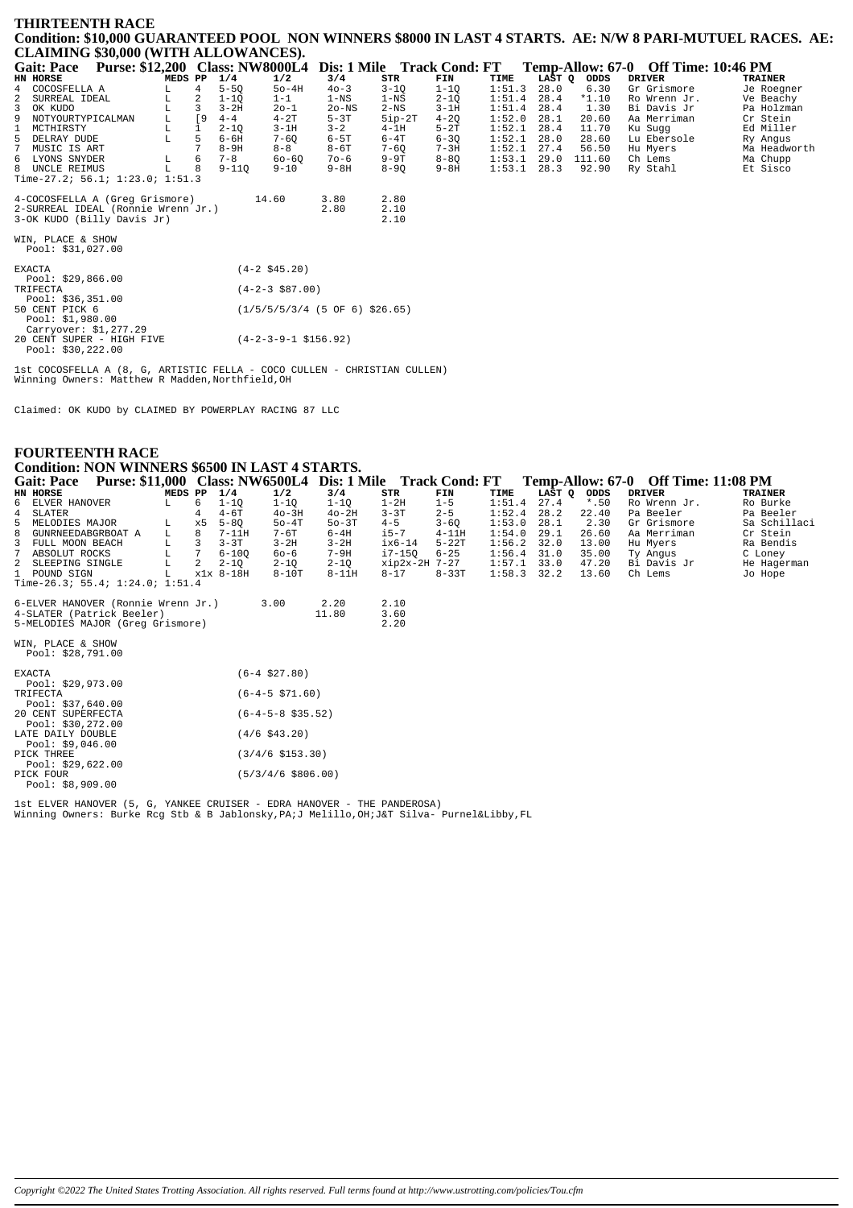## THIRTEENTH RACE

**Condition: $10,000 GUARANTEED POOL NON WINNERS $8000 IN LAST 4 STARTS. AE: N/W 8 PARI-MUTUEL RACES. AE: CLAIMING $30,000 (WITH ALLOWANCES).**

**Gait: Pace Purse: $12,200 Class: NW8000L4 Dis: 1 Mile Track Cond: FT Temp-Allow: 67-0 Off Time: 10:46 PM**

| HN | HORSE | MEDS | PP | 1/4 | 1/2 | 3/4 | STR | FIN | TIME | LAST Q | ODDS | DRIVER | TRAINER |
|---|---|---|---|---|---|---|---|---|---|---|---|---|---|
| 4 | COCOSFELLA A | L | 4 | 5-5Q | 5o-4H | 4o-3 | 3-1Q | 1-1Q | 1:51.3 | 28.0 | 6.30 | Gr Grismore | Je Roegner |
| 2 | SURREAL IDEAL | L | 2 | 1-1Q | 1-1 | 1-NS | 1-NS | 2-1Q | 1:51.4 | 28.4 | *1.10 | Ro Wrenn Jr. | Ve Beachy |
| 3 | OK KUDO | L | 3 | 3-2H | 2o-1 | 2o-NS | 2-NS | 3-1H | 1:51.4 | 28.4 | 1.30 | Bi Davis Jr | Pa Holzman |
| 9 | NOTYOURTYPICALMAN | L | [9 | 4-4 | 4-2T | 5-3T | 5ip-2T | 4-2Q | 1:52.0 | 28.1 | 20.60 | Aa Merriman | Cr Stein |
| 1 | MCTHIRSTY | L | 1 | 2-1Q | 3-1H | 3-2 | 4-1H | 5-2T | 1:52.1 | 28.4 | 11.70 | Ku Sugg | Ed Miller |
| 5 | DELRAY DUDE | L | 5 | 6-6H | 7-6Q | 6-5T | 6-4T | 6-3Q | 1:52.1 | 28.0 | 28.60 | Lu Ebersole | Ry Angus |
| 7 | MUSIC IS ART | | 7 | 8-9H | 8-8 | 8-6T | 7-6Q | 7-3H | 1:52.1 | 27.4 | 56.50 | Hu Myers | Ma Headworth |
| 6 | LYONS SNYDER | L | 6 | 7-8 | 6o-6Q | 7o-6 | 9-9T | 8-8Q | 1:53.1 | 29.0 | 111.60 | Ch Lems | Ma Chupp |
| 8 | UNCLE REIMUS | L | 8 | 9-11Q | 9-10 | 9-8H | 8-9Q | 9-8H | 1:53.1 | 28.3 | 92.90 | Ry Stahl | Et Sisco |

Time-27.2; 56.1; 1:23.0; 1:51.3

| | | | |
|---|---|---|---|
| 4-COCOSFELLA A (Greg Grismore) | 14.60 | 3.80 | 2.80 |
| 2-SURREAL IDEAL (Ronnie Wrenn Jr.) | | 2.80 | 2.10 |
| 3-OK KUDO (Billy Davis Jr) | | | 2.10 |

WIN, PLACE & SHOW
Pool: $31,027.00

EXACTA (4-2 $45.20)
Pool: $29,866.00
TRIFECTA (4-2-3 $87.00)
Pool: $36,351.00
50 CENT PICK 6 (1/5/5/5/3/4 (5 OF 6) $26.65)
Pool: $1,980.00
Carryover: $1,277.29
20 CENT SUPER - HIGH FIVE (4-2-3-9-1 $156.92)
Pool: $30,222.00

1st COCOSFELLA A (8, G, ARTISTIC FELLA - COCO CULLEN - CHRISTIAN CULLEN)
Winning Owners: Matthew R Madden,Northfield,OH

Claimed: OK KUDO by CLAIMED BY POWERPLAY RACING 87 LLC

## FOURTEENTH RACE

**Condition: NON WINNERS $6500 IN LAST 4 STARTS.**

**Gait: Pace Purse: $11,000 Class: NW6500L4 Dis: 1 Mile Track Cond: FT Temp-Allow: 67-0 Off Time: 11:08 PM**

| HN | HORSE | MEDS | PP | 1/4 | 1/2 | 3/4 | STR | FIN | TIME | LAST Q | ODDS | DRIVER | TRAINER |
|---|---|---|---|---|---|---|---|---|---|---|---|---|---|
| 6 | ELVER HANOVER | L | 6 | 1-1Q | 1-1Q | 1-1Q | 1-2H | 1-5 | 1:51.4 | 27.4 | *.50 | Ro Wrenn Jr. | Ro Burke |
| 4 | SLATER | | 4 | 4-6T | 4o-3H | 4o-2H | 3-3T | 2-5 | 1:52.4 | 28.2 | 22.40 | Pa Beeler | Pa Beeler |
| 5 | MELODIES MAJOR | L | x5 | 5-8Q | 5o-4T | 5o-3T | 4-5 | 3-6Q | 1:53.0 | 28.1 | 2.30 | Gr Grismore | Sa Schillaci |
| 8 | GUNRNEEDABGRBOAT A | L | 8 | 7-11H | 7-6T | 6-4H | i5-7 | 4-11H | 1:54.0 | 29.1 | 26.60 | Aa Merriman | Cr Stein |
| 3 | FULL MOON BEACH | L | 3 | 3-3T | 3-2H | 3-2H | ix6-14 | 5-22T | 1:56.2 | 32.0 | 13.00 | Hu Myers | Ra Bendis |
| 7 | ABSOLUT ROCKS | L | 7 | 6-10Q | 6o-6 | 7-9H | i7-15Q | 6-25 | 1:56.4 | 31.0 | 35.00 | Ty Angus | C Loney |
| 2 | SLEEPING SINGLE | L | 2 | 2-1Q | 2-1Q | 2-1Q | xip2x-2H | 7-27 | 1:57.1 | 33.0 | 47.20 | Bi Davis Jr | He Hagerman |
| 1 | POUND SIGN | L | x1x | 8-18H | 8-10T | 8-11H | 8-17 | 8-33T | 1:58.3 | 32.2 | 13.60 | Ch Lems | Jo Hope |

Time-26.3; 55.4; 1:24.0; 1:51.4

| | | | |
|---|---|---|---|
| 6-ELVER HANOVER (Ronnie Wrenn Jr.) | 3.00 | 2.20 | 2.10 |
| 4-SLATER (Patrick Beeler) | | 11.80 | 3.60 |
| 5-MELODIES MAJOR (Greg Grismore) | | | 2.20 |

WIN, PLACE & SHOW
Pool: $28,791.00

EXACTA (6-4 $27.80)
Pool: $29,973.00
TRIFECTA (6-4-5 $71.60)
Pool: $37,640.00
20 CENT SUPERFECTA (6-4-5-8 $35.52)
Pool: $30,272.00
LATE DAILY DOUBLE (4/6 $43.20)
Pool: $9,046.00
PICK THREE (3/4/6 $153.30)
Pool: $29,622.00
PICK FOUR (5/3/4/6 $806.00)
Pool: $8,909.00

1st ELVER HANOVER (5, G, YANKEE CRUISER - EDRA HANOVER - THE PANDEROSA)
Winning Owners: Burke Rcg Stb & B Jablonsky,PA;J Melillo,OH;J&T Silva- Purnel&Libby,FL